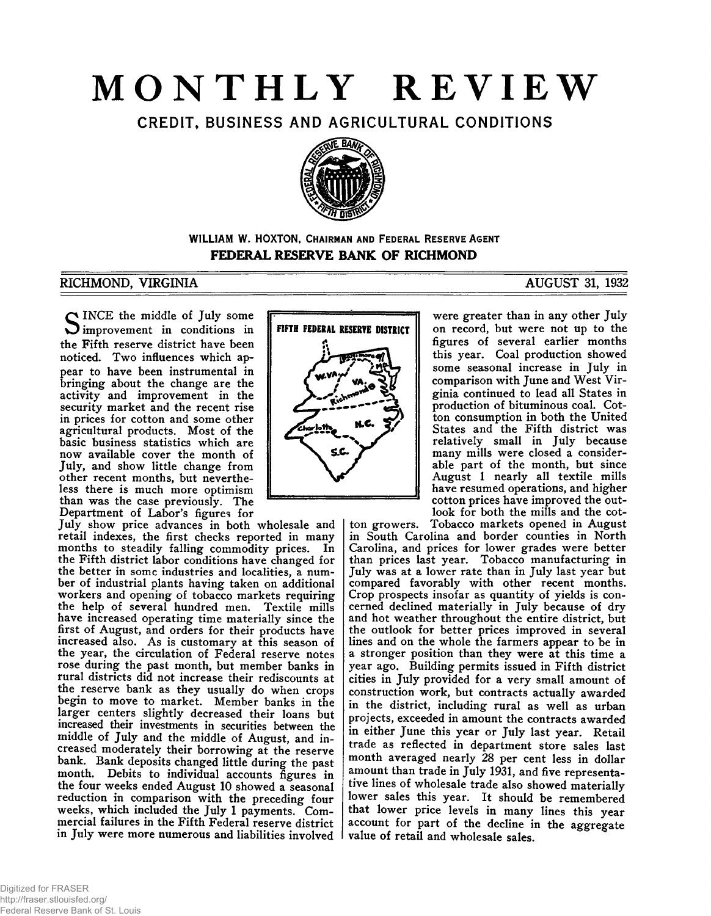# MONTHLY REVIEW

## CREDIT, BUSINESS AND AGRICULTURAL CONDITIONS

**WILLIAM W. HOXTON, CHAIRMAN AND FEDERAL RESERVE AGENT**
**FEDERAL RESERVE BANK OF RICHMOND**

RICHMOND, VIRGINIA — AUGUST 31, 1932

SINCE the middle of July some improvement in conditions in the Fifth reserve district have been noticed. Two influences which appear to have been instrumental in bringing about the change are the activity and improvement in the security market and the recent rise in prices for cotton and some other agricultural products. Most of the basic business statistics which are now available cover the month of July, and show little change from other recent months, but nevertheless there is much more optimism than was the case previously. The Department of Labor's figures for July show price advances in both wholesale and retail indexes, the first checks reported in many months to steadily falling commodity prices. In the Fifth district labor conditions have changed for the better in some industries and localities, a number of industrial plants having taken on additional workers and opening of tobacco markets requiring the help of several hundred men. Textile mills have increased operating time materially since the first of August, and orders for their products have increased also. As is customary at this season of the year, the circulation of Federal reserve notes rose during the past month, but member banks in rural districts did not increase their rediscounts at the reserve bank as they usually do when crops begin to move to market. Member banks in the larger centers slightly decreased their loans but increased their investments in securities between the middle of July and the middle of August, and increased moderately their borrowing at the reserve bank. Bank deposits changed little during the past month. Debits to individual accounts figures in the four weeks ended August 10 showed a seasonal reduction in comparison with the preceding four weeks, which included the July 1 payments. Commercial failures in the Fifth Federal reserve district in July were more numerous and liabilities involved were greater than in any other July on record, but were not up to the figures of several earlier months this year. Coal production showed some seasonal increase in July in comparison with June and West Virginia continued to lead all States in production of bituminous coal. Cotton consumption in both the United States and the Fifth district was relatively small in July because many mills were closed a considerable part of the month, but since August 1 nearly all textile mills have resumed operations, and higher cotton prices have improved the outlook for both the mills and the cotton growers. Tobacco markets opened in August in South Carolina and border counties in North Carolina, and prices for lower grades were better than prices last year. Tobacco manufacturing in July was at a lower rate than in July last year but compared favorably with other recent months. Crop prospects insofar as quantity of yields is concerned declined materially in July because of dry and hot weather throughout the entire district, but the outlook for better prices improved in several lines and on the whole the farmers appear to be in a stronger position than they were at this time a year ago. Building permits issued in Fifth district cities in July provided for a very small amount of construction work, but contracts actually awarded in the district, including rural as well as urban projects, exceeded in amount the contracts awarded in either June this year or July last year. Retail trade as reflected in department store sales last month averaged nearly 28 per cent less in dollar amount than trade in July 1931, and five representative lines of wholesale trade also showed materially lower sales this year. It should be remembered that lower price levels in many lines this year account for part of the decline in the aggregate value of retail and wholesale sales.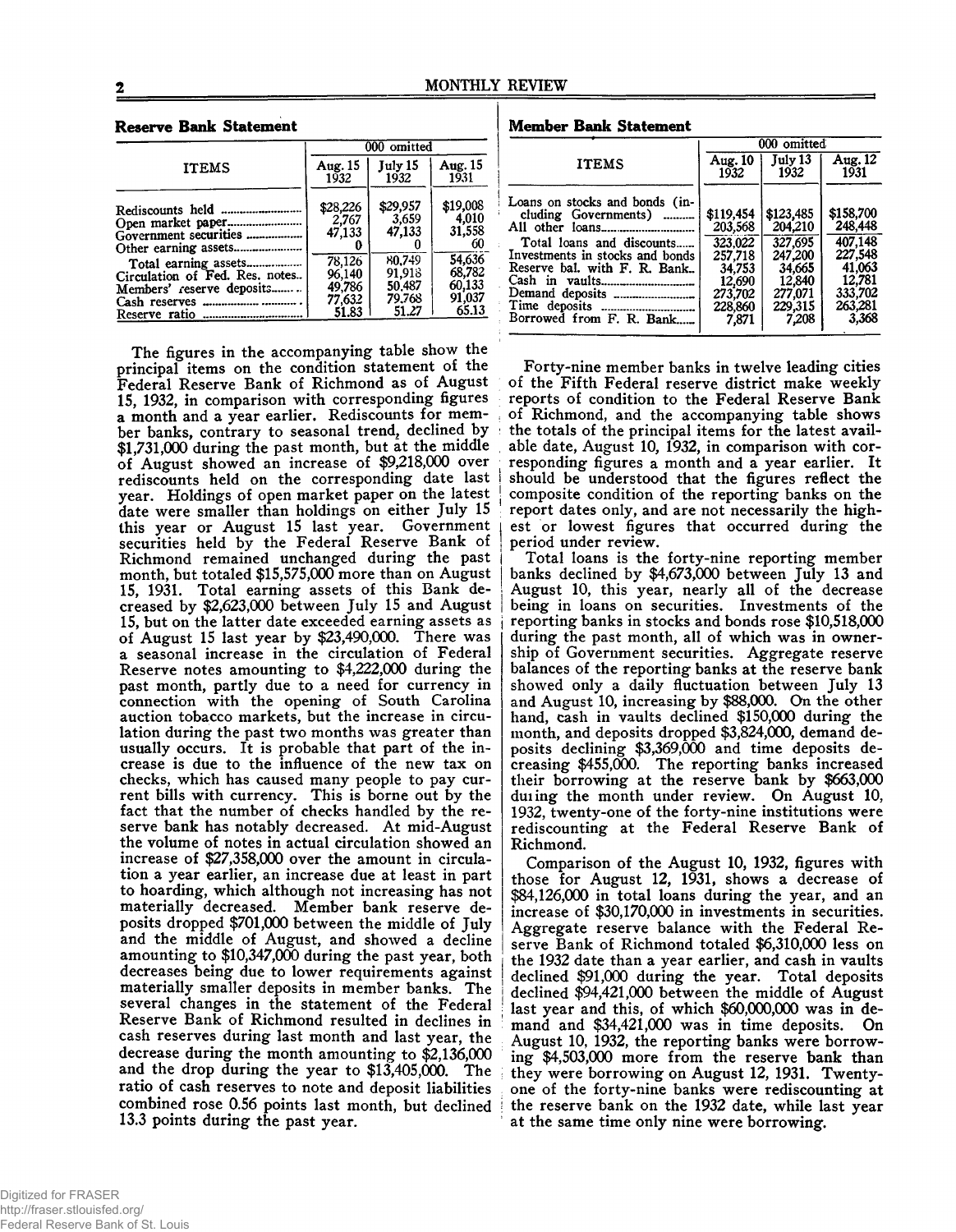## Reserve Bank Statement

| ITEMS | 000 omitted | | |
|---|---|---|---|
| | Aug. 15 1932 | July 15 1932 | Aug. 15 1931 |
| Rediscounts held | $28,226 | $29,957 | $19,008 |
| Open market paper | 2,767 | 3,659 | 4,010 |
| Government securities | 47,133 | 47,133 | 31,558 |
| Other earning assets | 0 | 0 | 60 |
| Total earning assets | 78,126 | 80,749 | 54,636 |
| Circulation of Fed. Res. notes | 96,140 | 91,918 | 68,782 |
| Members' reserve deposits | 49,786 | 50,487 | 60,133 |
| Cash reserves | 77,632 | 79,768 | 91,037 |
| Reserve ratio | 51.83 | 51.27 | 65.13 |

The figures in the accompanying table show the principal items on the condition statement of the Federal Reserve Bank of Richmond as of August 15, 1932, in comparison with corresponding figures a month and a year earlier. Rediscounts for member banks, contrary to seasonal trend, declined by $1,731,000 during the past month, but at the middle of August showed an increase of $9,218,000 over rediscounts held on the corresponding date last year. Holdings of open market paper on the latest date were smaller than holdings on either July 15 this year or August 15 last year. Government securities held by the Federal Reserve Bank of Richmond remained unchanged during the past month, but totaled $15,575,000 more than on August 15, 1931. Total earning assets of this Bank decreased by $2,623,000 between July 15 and August 15, but on the latter date exceeded earning assets as of August 15 last year by $23,490,000. There was a seasonal increase in the circulation of Federal Reserve notes amounting to $4,222,000 during the past month, partly due to a need for currency in connection with the opening of South Carolina auction tobacco markets, but the increase in circulation during the past two months was greater than usually occurs. It is probable that part of the increase is due to the influence of the new tax on checks, which has caused many people to pay current bills with currency. This is borne out by the fact that the number of checks handled by the reserve bank has notably decreased. At mid-August the volume of notes in actual circulation showed an increase of $27,358,000 over the amount in circulation a year earlier, an increase due at least in part to hoarding, which although not increasing has not materially decreased. Member bank reserve deposits dropped $701,000 between the middle of July and the middle of August, and showed a decline amounting to $10,347,000 during the past year, both decreases being due to lower requirements against materially smaller deposits in member banks. The several changes in the statement of the Federal Reserve Bank of Richmond resulted in declines in cash reserves during last month and last year, the decrease during the month amounting to $2,136,000 and the drop during the year to $13,405,000. The ratio of cash reserves to note and deposit liabilities combined rose 0.56 points last month, but declined 13.3 points during the past year.

## Member Bank Statement

| ITEMS | 000 omitted | | |
|---|---|---|---|
| | Aug. 10 1932 | July 13 1932 | Aug. 12 1931 |
| Loans on stocks and bonds (including Governments) | $119,454 | $123,485 | $158,700 |
| All other loans | 203,568 | 204,210 | 248,448 |
| Total loans and discounts | 323,022 | 327,695 | 407,148 |
| Investments in stocks and bonds | 257,718 | 247,200 | 227,548 |
| Reserve bal. with F. R. Bank | 34,753 | 34,665 | 41,063 |
| Cash in vaults | 12,690 | 12,840 | 12,781 |
| Demand deposits | 273,702 | 277,071 | 333,702 |
| Time deposits | 228,860 | 229,315 | 263,281 |
| Borrowed from F. R. Bank | 7,871 | 7,208 | 3,368 |

Forty-nine member banks in twelve leading cities of the Fifth Federal reserve district make weekly reports of condition to the Federal Reserve Bank of Richmond, and the accompanying table shows the totals of the principal items for the latest available date, August 10, 1932, in comparison with corresponding figures a month and a year earlier. It should be understood that the figures reflect the composite condition of the reporting banks on the report dates only, and are not necessarily the highest or lowest figures that occurred during the period under review.

Total loans is the forty-nine reporting member banks declined by $4,673,000 between July 13 and August 10, this year, nearly all of the decrease being in loans on securities. Investments of the reporting banks in stocks and bonds rose $10,518,000 during the past month, all of which was in ownership of Government securities. Aggregate reserve balances of the reporting banks at the reserve bank showed only a daily fluctuation between July 13 and August 10, increasing by $88,000. On the other hand, cash in vaults declined $150,000 during the month, and deposits dropped $3,824,000, demand deposits declining $3,369,000 and time deposits decreasing $455,000. The reporting banks increased their borrowing at the reserve bank by $663,000 during the month under review. On August 10, 1932, twenty-one of the forty-nine institutions were rediscounting at the Federal Reserve Bank of Richmond.

Comparison of the August 10, 1932, figures with those for August 12, 1931, shows a decrease of $84,126,000 in total loans during the year, and an increase of $30,170,000 in investments in securities. Aggregate reserve balance with the Federal Reserve Bank of Richmond totaled $6,310,000 less on the 1932 date than a year earlier, and cash in vaults declined $91,000 during the year. Total deposits declined $94,421,000 between the middle of August last year and this, of which $60,000,000 was in demand and $34,421,000 was in time deposits. On August 10, 1932, the reporting banks were borrowing $4,503,000 more from the reserve bank than they were borrowing on August 12, 1931. Twenty-one of the forty-nine banks were rediscounting at the reserve bank on the 1932 date, while last year at the same time only nine were borrowing.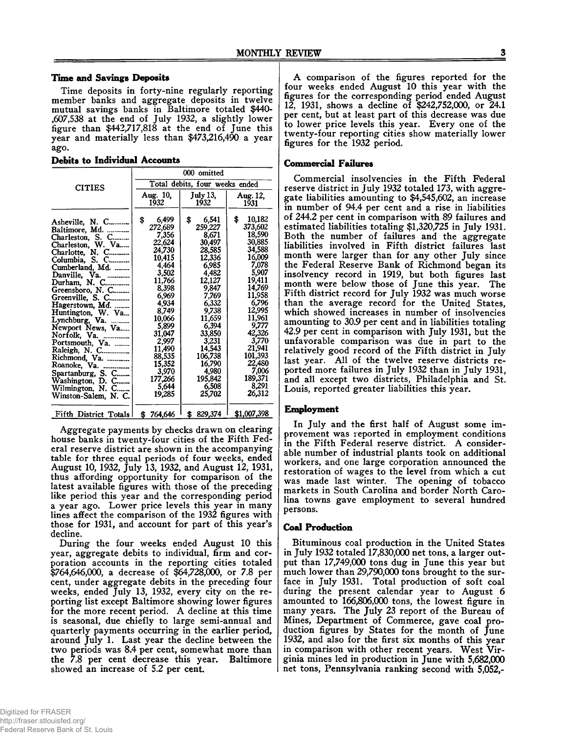### Time and Savings Deposits

Time deposits in forty-nine regularly reporting member banks and aggregate deposits in twelve mutual savings banks in Baltimore totaled $440-,607,538 at the end of July 1932, a slightly lower figure than $442,717,818 at the end of June this year and materially less than $473,216,490 a year ago.

### Debits to Individual Accounts

| CITIES | 000 omitted | | |
|---|---|---|---|
| | Total debits, four weeks ended | | |
| | Aug. 10, 1932 | July 13, 1932 | Aug. 12, 1931 |
| Asheville, N. C. | $ 6,499 | $ 6,541 | $ 10,182 |
| Baltimore, Md. | 272,689 | 259,227 | 373,602 |
| Charleston, S. C. | 7,356 | 8,671 | 18,590 |
| Charleston, W. Va. | 22,624 | 30,497 | 30,885 |
| Charlotte, N. C. | 24,730 | 28,585 | 34,588 |
| Columbia, S. C. | 10,415 | 12,336 | 16,009 |
| Cumberland, Md. | 4,464 | 6,985 | 7,078 |
| Danville, Va. | 3,502 | 4,482 | 5,907 |
| Durham, N. C. | 11,766 | 12,127 | 19,411 |
| Greensboro, N. C. | 8,398 | 9,847 | 14,769 |
| Greenville, S. C. | 6,969 | 7,769 | 11,958 |
| Hagerstown, Md. | 4,934 | 6,332 | 6,796 |
| Huntington, W. Va. | 8,749 | 9,738 | 12,995 |
| Lynchburg, Va. | 10,066 | 11,659 | 11,961 |
| Newport News, Va. | 5,899 | 6,394 | 9,777 |
| Norfolk, Va. | 31,047 | 33,850 | 42,326 |
| Portsmouth, Va. | 2,997 | 3,231 | 3,770 |
| Raleigh, N. C. | 11,490 | 14,543 | 21,941 |
| Richmond, Va. | 88,535 | 106,738 | 101,393 |
| Roanoke, Va. | 15,352 | 16,790 | 22,480 |
| Spartanburg, S. C. | 3,970 | 4,980 | 7,006 |
| Washington, D. C. | 177,266 | 195,842 | 189,371 |
| Wilmington, N. C. | 5,644 | 6,508 | 8,291 |
| Winston-Salem, N. C. | 19,285 | 25,702 | 26,312 |
| Fifth District Totals | $ 764,646 | $ 829,374 | $1,007,398 |

Aggregate payments by checks drawn on clearing house banks in twenty-four cities of the Fifth Federal reserve district are shown in the accompanying table for three equal periods of four weeks, ended August 10, 1932, July 13, 1932, and August 12, 1931, thus affording opportunity for comparison of the latest available figures with those of the preceding like period this year and the corresponding period a year ago. Lower price levels this year in many lines affect the comparison of the 1932 figures with those for 1931, and account for part of this year's decline.

During the four weeks ended August 10 this year, aggregate debits to individual, firm and corporation accounts in the reporting cities totaled $764,646,000, a decrease of $64,728,000, or 7.8 per cent, under aggregate debits in the preceding four weeks, ended July 13, 1932, every city on the reporting list except Baltimore showing lower figures for the more recent period. A decline at this time is seasonal, due chiefly to large semi-annual and quarterly payments occurring in the earlier period, around July 1. Last year the decline between the two periods was 8.4 per cent, somewhat more than the 7.8 per cent decrease this year. Baltimore showed an increase of 5.2 per cent.

A comparison of the figures reported for the four weeks ended August 10 this year with the figures for the corresponding period ended August 12, 1931, shows a decline of $242,752,000, or 24.1 per cent, but at least part of this decrease was due to lower price levels this year. Every one of the twenty-four reporting cities show materially lower figures for the 1932 period.

### Commercial Failures

Commercial insolvencies in the Fifth Federal reserve district in July 1932 totaled 173, with aggregate liabilities amounting to $4,545,602, an increase in number of 94.4 per cent and a rise in liabilities of 244.2 per cent in comparison with 89 failures and estimated liabilities totaling $1,320,725 in July 1931. Both the number of failures and the aggregate liabilities involved in Fifth district failures last month were larger than for any other July since the Federal Reserve Bank of Richmond began its insolvency record in 1919, but both figures last month were below those of June this year. The Fifth district record for July 1932 was much worse than the average record for the United States, which showed increases in number of insolvencies amounting to 30.9 per cent and in liabilities totaling 42.9 per cent in comparison with July 1931, but the unfavorable comparison was due in part to the relatively good record of the Fifth district in July last year. All of the twelve reserve districts reported more failures in July 1932 than in July 1931, and all except two districts, Philadelphia and St. Louis, reported greater liabilities this year.

### Employment

In July and the first half of August some improvement was reported in employment conditions in the Fifth Federal reserve district. A considerable number of industrial plants took on additional workers, and one large corporation announced the restoration of wages to the level from which a cut was made last winter. The opening of tobacco markets in South Carolina and border North Carolina towns gave employment to several hundred persons.

### Coal Production

Bituminous coal production in the United States in July 1932 totaled 17,830,000 net tons, a larger output than 17,749,000 tons dug in June this year but much lower than 29,790,000 tons brought to the surface in July 1931. Total production of soft coal during the present calendar year to August 6 amounted to 166,806,000 tons, the lowest figure in many years. The July 23 report of the Bureau of Mines, Department of Commerce, gave coal production figures by States for the month of June 1932, and also for the first six months of this year in comparison with other recent years. West Virginia mines led in production in June with 5,682,000 net tons, Pennsylvania ranking second with 5,052,-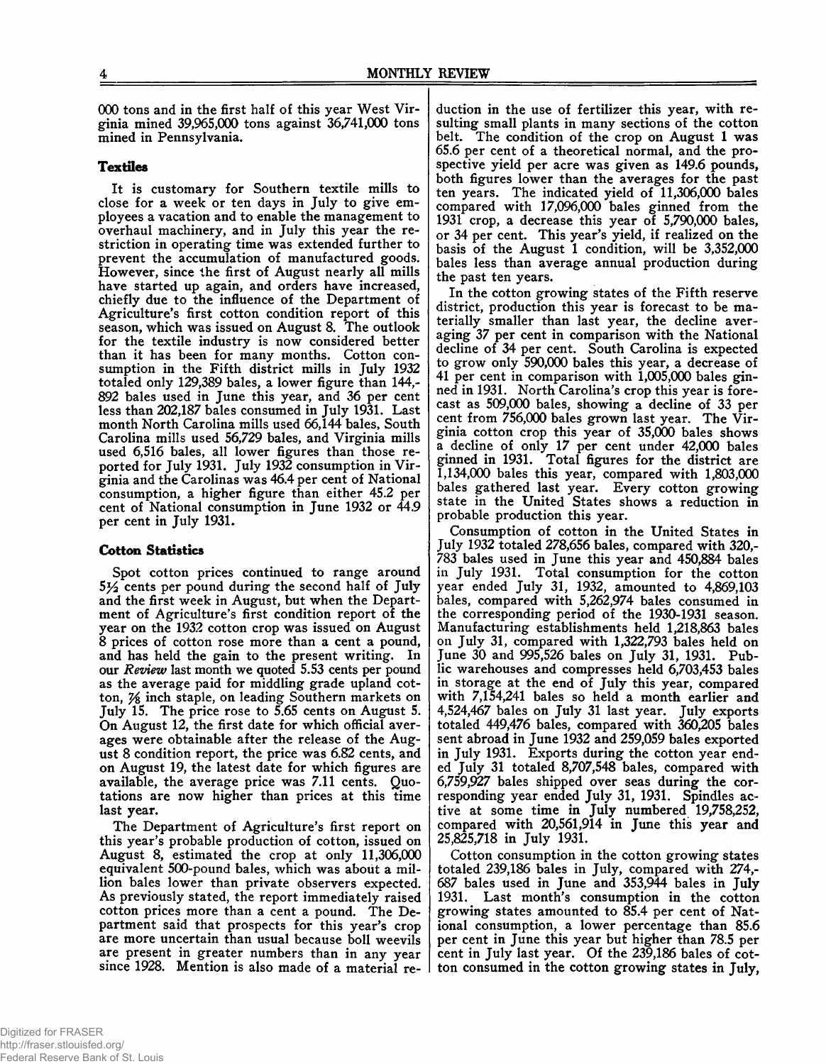000 tons and in the first half of this year West Virginia mined 39,965,000 tons against 36,741,000 tons mined in Pennsylvania.

### Textiles

It is customary for Southern textile mills to close for a week or ten days in July to give employees a vacation and to enable the management to overhaul machinery, and in July this year the restriction in operating time was extended further to prevent the accumulation of manufactured goods. However, since the first of August nearly all mills have started up again, and orders have increased, chiefly due to the influence of the Department of Agriculture's first cotton condition report of this season, which was issued on August 8. The outlook for the textile industry is now considered better than it has been for many months. Cotton consumption in the Fifth district mills in July 1932 totaled only 129,389 bales, a lower figure than 144,892 bales used in June this year, and 36 per cent less than 202,187 bales consumed in July 1931. Last month North Carolina mills used 66,144 bales, South Carolina mills used 56,729 bales, and Virginia mills used 6,516 bales, all lower figures than those reported for July 1931. July 1932 consumption in Virginia and the Carolinas was 46.4 per cent of National consumption, a higher figure than either 45.2 per cent of National consumption in June 1932 or 44.9 per cent in July 1931.

### Cotton Statistics

Spot cotton prices continued to range around 5½ cents per pound during the second half of July and the first week in August, but when the Department of Agriculture's first condition report of the year on the 1932 cotton crop was issued on August 8 prices of cotton rose more than a cent a pound, and has held the gain to the present writing. In our *Review* last month we quoted 5.53 cents per pound as the average paid for middling grade upland cotton, ⅞ inch staple, on leading Southern markets on July 15. The price rose to 5.65 cents on August 5. On August 12, the first date for which official averages were obtainable after the release of the August 8 condition report, the price was 6.82 cents, and on August 19, the latest date for which figures are available, the average price was 7.11 cents. Quotations are now higher than prices at this time last year.

The Department of Agriculture's first report on this year's probable production of cotton, issued on August 8, estimated the crop at only 11,306,000 equivalent 500-pound bales, which was about a million bales lower than private observers expected. As previously stated, the report immediately raised cotton prices more than a cent a pound. The Department said that prospects for this year's crop are more uncertain than usual because boll weevils are present in greater numbers than in any year since 1928. Mention is also made of a material reduction in the use of fertilizer this year, with resulting small plants in many sections of the cotton belt. The condition of the crop on August 1 was 65.6 per cent of a theoretical normal, and the prospective yield per acre was given as 149.6 pounds, both figures lower than the averages for the past ten years. The indicated yield of 11,306,000 bales compared with 17,096,000 bales ginned from the 1931 crop, a decrease this year of 5,790,000 bales, or 34 per cent. This year's yield, if realized on the basis of the August 1 condition, will be 3,352,000 bales less than average annual production during the past ten years.

In the cotton growing states of the Fifth reserve district, production this year is forecast to be materially smaller than last year, the decline averaging 37 per cent in comparison with the National decline of 34 per cent. South Carolina is expected to grow only 590,000 bales this year, a decrease of 41 per cent in comparison with 1,005,000 bales ginned in 1931. North Carolina's crop this year is forecast as 509,000 bales, showing a decline of 33 per cent from 756,000 bales grown last year. The Virginia cotton crop this year of 35,000 bales shows a decline of only 17 per cent under 42,000 bales ginned in 1931. Total figures for the district are 1,134,000 bales this year, compared with 1,803,000 bales gathered last year. Every cotton growing state in the United States shows a reduction in probable production this year.

Consumption of cotton in the United States in July 1932 totaled 278,656 bales, compared with 320,783 bales used in June this year and 450,884 bales in July 1931. Total consumption for the cotton year ended July 31, 1932, amounted to 4,869,103 bales, compared with 5,262,974 bales consumed in the corresponding period of the 1930-1931 season. Manufacturing establishments held 1,218,863 bales on July 31, compared with 1,322,793 bales held on June 30 and 995,526 bales on July 31, 1931. Public warehouses and compresses held 6,703,453 bales in storage at the end of July this year, compared with 7,154,241 bales so held a month earlier and 4,524,467 bales on July 31 last year. July exports totaled 449,476 bales, compared with 360,205 bales sent abroad in June 1932 and 259,059 bales exported in July 1931. Exports during the cotton year ended July 31 totaled 8,707,548 bales, compared with 6,759,927 bales shipped over seas during the corresponding year ended July 31, 1931. Spindles active at some time in July numbered 19,758,252, compared with 20,561,914 in June this year and 25,825,718 in July 1931.

Cotton consumption in the cotton growing states totaled 239,186 bales in July, compared with 274,687 bales used in June and 353,944 bales in July 1931. Last month's consumption in the cotton growing states amounted to 85.4 per cent of National consumption, a lower percentage than 85.6 per cent in June this year but higher than 78.5 per cent in July last year. Of the 239,186 bales of cotton consumed in the cotton growing states in July,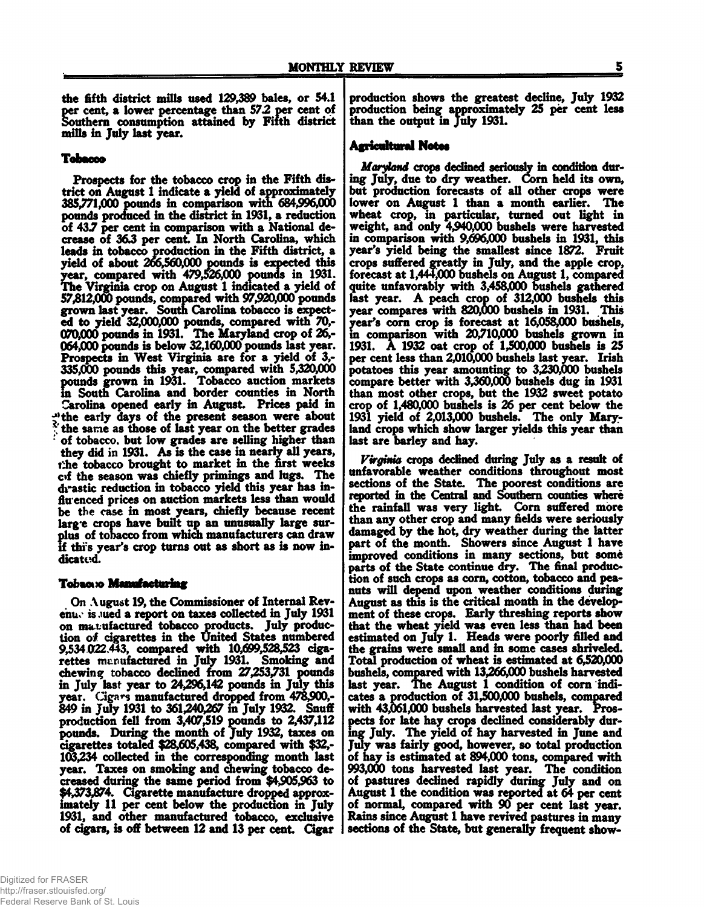the fifth district mills used 129,389 bales, or 54.1 per cent, a lower percentage than 57.2 per cent of Southern consumption attained by Fifth district mills in July last year.

### Tobacco

Prospects for the tobacco crop in the Fifth district on August 1 indicate a yield of approximately 385,771,000 pounds in comparison with 684,996,000 pounds produced in the district in 1931, a reduction of 43.7 per cent in comparison with a National decrease of 36.3 per cent. In North Carolina, which leads in tobacco production in the Fifth district, a yield of about 266,560,000 pounds is expected this year, compared with 479,526,000 pounds in 1931. The Virginia crop on August 1 indicated a yield of 57,812,000 pounds, compared with 97,920,000 pounds grown last year. South Carolina tobacco is expected to yield 32,000,000 pounds, compared with 70,070,000 pounds in 1931. The Maryland crop of 26,064,000 pounds is below 32,160,000 pounds last year. Prospects in West Virginia are for a yield of 3,335,000 pounds this year, compared with 5,320,000 pounds grown in 1931. Tobacco auction markets in South Carolina and border counties in North Carolina opened early in August. Prices paid in the early days of the present season were about the same as those of last year on the better grades of tobacco, but low grades are selling higher than they did in 1931. As is the case in nearly all years, the tobacco brought to market in the first weeks of the season was chiefly primings and lugs. The drastic reduction in tobacco yield this year has influenced prices on auction markets less than would be the case in most years, chiefly because recent large crops have built up an unusually large surplus of tobacco from which manufacturers can draw if this year's crop turns out as short as is now indicated.

### Tobacco Manufacturing

On August 19, the Commissioner of Internal Revenue issued a report on taxes collected in July 1931 on manufactured tobacco products. July production of cigarettes in the United States numbered 9,534,022,443, compared with 10,699,528,523 cigarettes manufactured in July 1931. Smoking and chewing tobacco declined from 27,253,731 pounds in July last year to 24,296,142 pounds in July this year. Cigars manufactured dropped from 478,900,849 in July 1931 to 361,240,267 in July 1932. Snuff production fell from 3,407,519 pounds to 2,437,112 pounds. During the month of July 1932, taxes on cigarettes totaled $28,605,438, compared with $32,103,234 collected in the corresponding month last year. Taxes on smoking and chewing tobacco decreased during the same period from $4,905,963 to $4,373,874. Cigarette manufacture dropped approximately 11 per cent below the production in July 1931, and other manufactured tobacco, exclusive of cigars, is off between 12 and 13 per cent. Cigar production shows the greatest decline, July 1932 production being approximately 25 per cent less than the output in July 1931.

### Agricultural Notes

*Maryland* crops declined seriously in condition during July, due to dry weather. Corn held its own, but production forecasts of all other crops were lower on August 1 than a month earlier. The wheat crop, in particular, turned out light in weight, and only 4,940,000 bushels were harvested in comparison with 9,696,000 bushels in 1931, this year's yield being the smallest since 1872. Fruit crops suffered greatly in July, and the apple crop, forecast at 1,444,000 bushels on August 1, compared quite unfavorably with 3,458,000 bushels gathered last year. A peach crop of 312,000 bushels this year compares with 820,000 bushels in 1931. This year's corn crop is forecast at 16,058,000 bushels, in comparison with 20,710,000 bushels grown in 1931. A 1932 oat crop of 1,500,000 bushels is 25 per cent less than 2,010,000 bushels last year. Irish potatoes this year amounting to 3,230,000 bushels compare better with 3,360,000 bushels dug in 1931 than most other crops, but the 1932 sweet potato crop of 1,480,000 bushels is 26 per cent below the 1931 yield of 2,013,000 bushels. The only Maryland crops which show larger yields this year than last are barley and hay.

*Virginia* crops declined during July as a result of unfavorable weather conditions throughout most sections of the State. The poorest conditions are reported in the Central and Southern counties where the rainfall was very light. Corn suffered more than any other crop and many fields were seriously damaged by the hot, dry weather during the latter part of the month. Showers since August 1 have improved conditions in many sections, but some parts of the State continue dry. The final production of such crops as corn, cotton, tobacco and peanuts will depend upon weather conditions during August as this is the critical month in the development of these crops. Early threshing reports show that the wheat yield was even less than had been estimated on July 1. Heads were poorly filled and the grains were small and in some cases shriveled. Total production of wheat is estimated at 6,520,000 bushels, compared with 13,266,000 bushels harvested last year. The August 1 condition of corn indicates a production of 31,500,000 bushels, compared with 43,061,000 bushels harvested last year. Prospects for late hay crops declined considerably during July. The yield of hay harvested in June and July was fairly good, however, so total production of hay is estimated at 894,000 tons, compared with 993,000 tons harvested last year. The condition of pastures declined rapidly during July and on August 1 the condition was reported at 64 per cent of normal, compared with 90 per cent last year. Rains since August 1 have revived pastures in many sections of the State, but generally frequent show-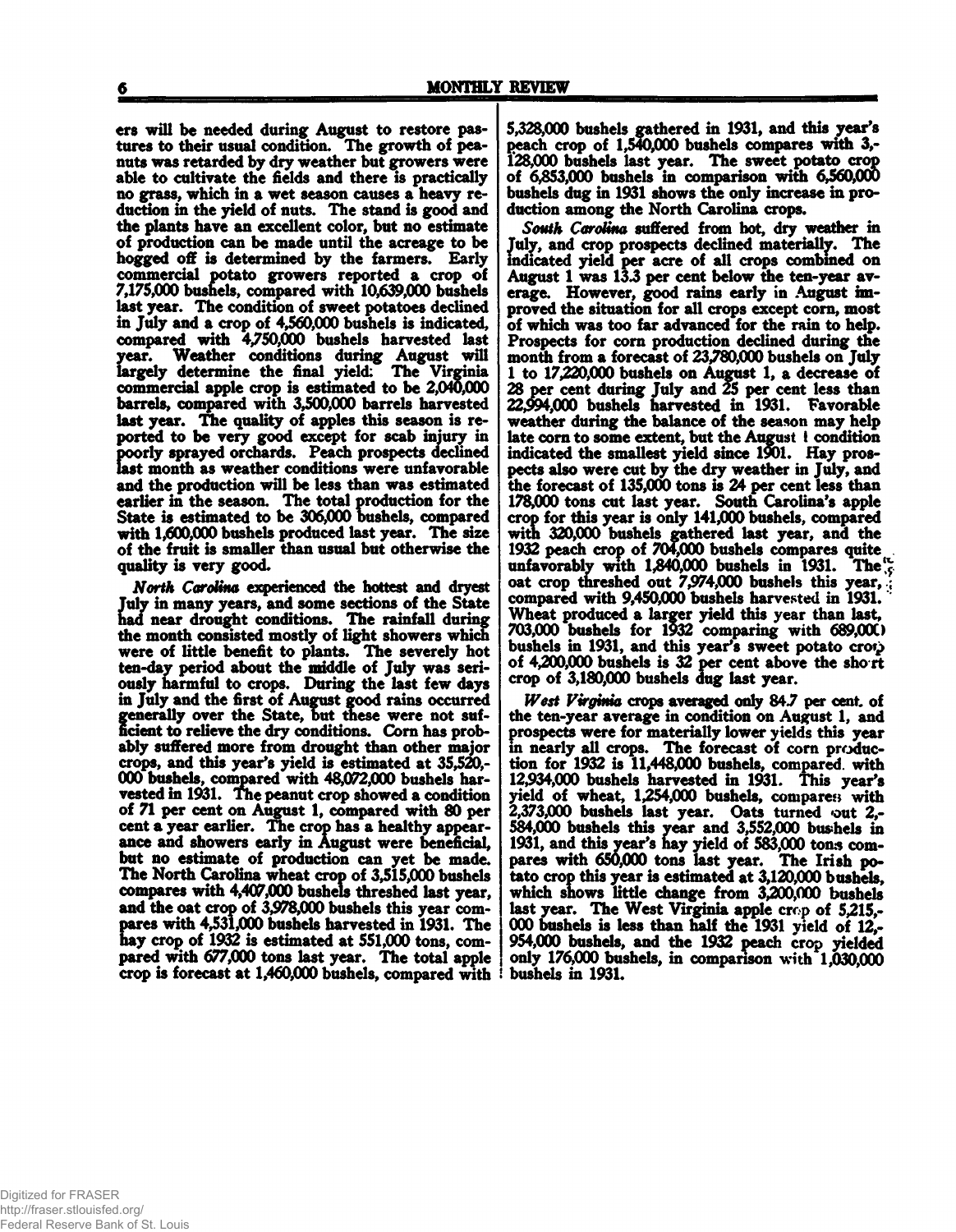ers will be needed during August to restore pastures to their usual condition. The growth of peanuts was retarded by dry weather but growers were able to cultivate the fields and there is practically no grass, which in a wet season causes a heavy reduction in the yield of nuts. The stand is good and the plants have an excellent color, but no estimate of production can be made until the acreage to be hogged off is determined by the farmers. Early commercial potato growers reported a crop of 7,175,000 bushels, compared with 10,639,000 bushels last year. The condition of sweet potatoes declined in July and a crop of 4,560,000 bushels is indicated, compared with 4,750,000 bushels harvested last year. Weather conditions during August will largely determine the final yield. The Virginia commercial apple crop is estimated to be 2,040,000 barrels, compared with 3,500,000 barrels harvested last year. The quality of apples this season is reported to be very good except for scab injury in poorly sprayed orchards. Peach prospects declined last month as weather conditions were unfavorable and the production will be less than was estimated earlier in the season. The total production for the State is estimated to be 306,000 bushels, compared with 1,600,000 bushels produced last year. The size of the fruit is smaller than usual but otherwise the quality is very good.

*North Carolina* experienced the hottest and dryest July in many years, and some sections of the State had near drought conditions. The rainfall during the month consisted mostly of light showers which were of little benefit to plants. The severely hot ten-day period about the middle of July was seriously harmful to crops. During the last few days in July and the first of August good rains occurred generally over the State, but these were not sufficient to relieve the dry conditions. Corn has probably suffered more from drought than other major crops, and this year's yield is estimated at 35,520,000 bushels, compared with 48,072,000 bushels harvested in 1931. The peanut crop showed a condition of 71 per cent on August 1, compared with 80 per cent a year earlier. The crop has a healthy appearance and showers early in August were beneficial, but no estimate of production can yet be made. The North Carolina wheat crop of 3,515,000 bushels compares with 4,407,000 bushels threshed last year, and the oat crop of 3,978,000 bushels this year compares with 4,531,000 bushels harvested in 1931. The hay crop of 1932 is estimated at 551,000 tons, compared with 677,000 tons last year. The total apple crop is forecast at 1,460,000 bushels, compared with 5,328,000 bushels gathered in 1931, and this year's peach crop of 1,540,000 bushels compares with 3,128,000 bushels last year. The sweet potato crop of 6,853,000 bushels in comparison with 6,560,000 bushels dug in 1931 shows the only increase in production among the North Carolina crops.

*South Carolina* suffered from hot, dry weather in July, and crop prospects declined materially. The indicated yield per acre of all crops combined on August 1 was 13.3 per cent below the ten-year average. However, good rains early in August improved the situation for all crops except corn, most of which was too far advanced for the rain to help. Prospects for corn production declined during the month from a forecast of 23,780,000 bushels on July 1 to 17,220,000 bushels on August 1, a decrease of 28 per cent during July and 25 per cent less than 22,994,000 bushels harvested in 1931. Favorable weather during the balance of the season may help late corn to some extent, but the August 1 condition indicated the smallest yield since 1901. Hay prospects also were cut by the dry weather in July, and the forecast of 135,000 tons is 24 per cent less than 178,000 tons cut last year. South Carolina's apple crop for this year is only 141,000 bushels, compared with 320,000 bushels gathered last year, and the 1932 peach crop of 704,000 bushels compares quite unfavorably with 1,840,000 bushels in 1931. The oat crop threshed out 7,974,000 bushels this year, compared with 9,450,000 bushels harvested in 1931. Wheat produced a larger yield this year than last, 703,000 bushels for 1932 comparing with 689,000 bushels in 1931, and this year's sweet potato crop of 4,200,000 bushels is 32 per cent above the short crop of 3,180,000 bushels dug last year.

*West Virginia* crops averaged only 84.7 per cent. of the ten-year average in condition on August 1, and prospects were for materially lower yields this year in nearly all crops. The forecast of corn production for 1932 is 11,448,000 bushels, compared with 12,934,000 bushels harvested in 1931. This year's yield of wheat, 1,254,000 bushels, compares with 2,373,000 bushels last year. Oats turned out 2,584,000 bushels this year and 3,552,000 bushels in 1931, and this year's hay yield of 583,000 tons compares with 650,000 tons last year. The Irish potato crop this year is estimated at 3,120,000 bushels, which shows little change from 3,200,000 bushels last year. The West Virginia apple crop of 5,215,000 bushels is less than half the 1931 yield of 12,954,000 bushels, and the 1932 peach crop yielded only 176,000 bushels, in comparison with 1,030,000 bushels in 1931.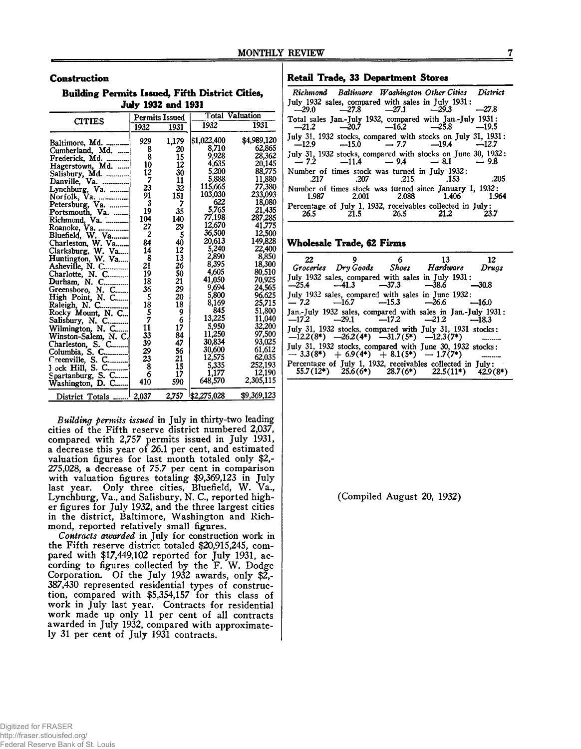## Construction

### Building Permits Issued, Fifth District Cities, July 1932 and 1931

| CITIES | Permits Issued | | Total Valuation | |
|---|---|---|---|---|
| | 1932 | 1931 | 1932 | 1931 |
| Baltimore, Md. | 929 | 1,179 | $1,022,400 | $4,989,120 |
| Cumberland, Md. | 8 | 20 | 8,710 | 62,865 |
| Frederick, Md. | 8 | 15 | 9,928 | 28,362 |
| Hagerstown, Md. | 10 | 12 | 4,635 | 20,145 |
| Salisbury, Md. | 12 | 30 | 5,200 | 88,775 |
| Danville, Va. | 7 | 11 | 5,888 | 11,880 |
| Lynchburg, Va. | 23 | 32 | 115,665 | 77,380 |
| Norfolk, Va. | 91 | 151 | 103,030 | 233,093 |
| Petersburg, Va. | 3 | 7 | 622 | 18,080 |
| Portsmouth, Va. | 19 | 35 | 5,765 | 21,435 |
| Richmond, Va. | 104 | 140 | 77,198 | 287,285 |
| Roanoke, Va. | 27 | 29 | 12,670 | 41,775 |
| Bluefield, W. Va. | 2 | 5 | 36,500 | 12,500 |
| Charleston, W. Va. | 84 | 40 | 20,613 | 149,828 |
| Clarksburg, W. Va. | 14 | 12 | 5,240 | 22,400 |
| Huntington, W. Va. | 8 | 13 | 2,890 | 8,850 |
| Asheville, N. C. | 21 | 26 | 8,395 | 18,300 |
| Charlotte, N. C. | 19 | 50 | 4,605 | 80,510 |
| Durham, N. C. | 18 | 21 | 41,050 | 70,925 |
| Greensboro, N. C. | 36 | 29 | 9,694 | 24,565 |
| High Point, N. C. | 5 | 20 | 5,800 | 96,625 |
| Raleigh, N. C. | 18 | 18 | 8,169 | 25,715 |
| Rocky Mount, N. C. | 5 | 9 | 845 | 51,800 |
| Salisbury, N. C. | 7 | 6 | 13,225 | 11,040 |
| Wilmington, N. C. | 11 | 17 | 5,950 | 32,200 |
| Winston-Salem, N. C. | 33 | 84 | 11,250 | 97,500 |
| Charleston, S. C. | 39 | 47 | 30,834 | 93,025 |
| Columbia, S. C. | 29 | 56 | 30,600 | 61,612 |
| Greenville, S. C. | 23 | 21 | 12,575 | 62,035 |
| Rock Hill, S. C. | 8 | 15 | 5,335 | 252,193 |
| Spartanburg, S. C. | 6 | 17 | 1,177 | 12,190 |
| Washington, D. C. | 410 | 590 | 648,570 | 2,305,115 |
| District Totals | 2,037 | 2,757 | $2,275,028 | $9,369,123 |

*Building permits issued* in July in thirty-two leading cities of the Fifth reserve district numbered 2,037, compared with 2,757 permits issued in July 1931, a decrease this year of 26.1 per cent, and estimated valuation figures for last month totaled only $2,-275,028, a decrease of 75.7 per cent in comparison with valuation figures totaling $9,369,123 in July last year. Only three cities, Bluefield, W. Va., Lynchburg, Va., and Salisbury, N. C., reported higher figures for July 1932, and the three largest cities in the district, Baltimore, Washington and Richmond, reported relatively small figures.

*Contracts awarded* in July for construction work in the Fifth reserve district totaled $20,915,245, compared with $17,449,102 reported for July 1931, according to figures collected by the F. W. Dodge Corporation. Of the July 1932 awards, only $2,-387,430 represented residential types of construction, compared with $5,354,157 for this class of work in July last year. Contracts for residential work made up only 11 per cent of all contracts awarded in July 1932, compared with approximately 31 per cent of July 1931 contracts.

## Retail Trade, 33 Department Stores

| *Richmond* | *Baltimore* | *Washington* | *Other Cities* | *District* |
|---|---|---|---|---|
| July 1932 sales, compared with sales in July 1931: | | | | |
| —29.0 | —27.8 | —27.1 | —29.3 | —27.8 |
| Total sales Jan.-July 1932, compared with Jan.-July 1931: | | | | |
| —21.2 | —20.7 | —16.2 | —25.8 | —19.5 |
| July 31, 1932 stocks, compared with stocks on July 31, 1931: | | | | |
| —12.9 | —15.0 | — 7.7 | —19.4 | —12.7 |
| July 31, 1932 stocks, compared with stocks on June 30, 1932: | | | | |
| — 7.2 | —11.4 | — 9.4 | — 8.1 | — 9.8 |
| Number of times stock was turned in July 1932: | | | | |
| .217 | .207 | .215 | .153 | .205 |
| Number of times stock was turned since January 1, 1932: | | | | |
| 1.987 | 2.001 | 2.088 | 1.406 | 1.964 |
| Percentage of July 1, 1932, receivables collected in July: | | | | |
| 26.5 | 21.5 | 26.5 | 21.2 | 23.7 |

## Wholesale Trade, 62 Firms

| 22 *Groceries* | 9 *Dry Goods* | 6 *Shoes* | 13 *Hardware* | 12 *Drugs* |
|---|---|---|---|---|
| July 1932 sales, compared with sales in July 1931: | | | | |
| —25.4 | —41.3 | —37.3 | —38.6 | —30.8 |
| July 1932 sales, compared with sales in June 1932: | | | | |
| — 7.2 | —16.7 | —15.3 | —26.6 | —16.0 |
| Jan.-July 1932 sales, compared with sales in Jan.-July 1931: | | | | |
| —17.2 | —29.1 | —17.2 | —21.2 | —18.3 |
| July 31, 1932 stocks, compared with July 31, 1931 stocks: | | | | |
| —12.2(8*) | —26.2(4*) | —31.7(5*) | —12.3(7*) | .......... |
| July 31, 1932 stocks, compared with June 30, 1932 stocks: | | | | |
| — 3.3(8*) | + 6.9(4*) | + 8.1(5*) | — 1.7(7*) | .......... |
| Percentage of July 1, 1932, receivables collected in July: | | | | |
| 55.7(12*) | 25.6(6*) | 28.7(6*) | 22.5(11*) | 42.9(8*) |

(Compiled August 20, 1932)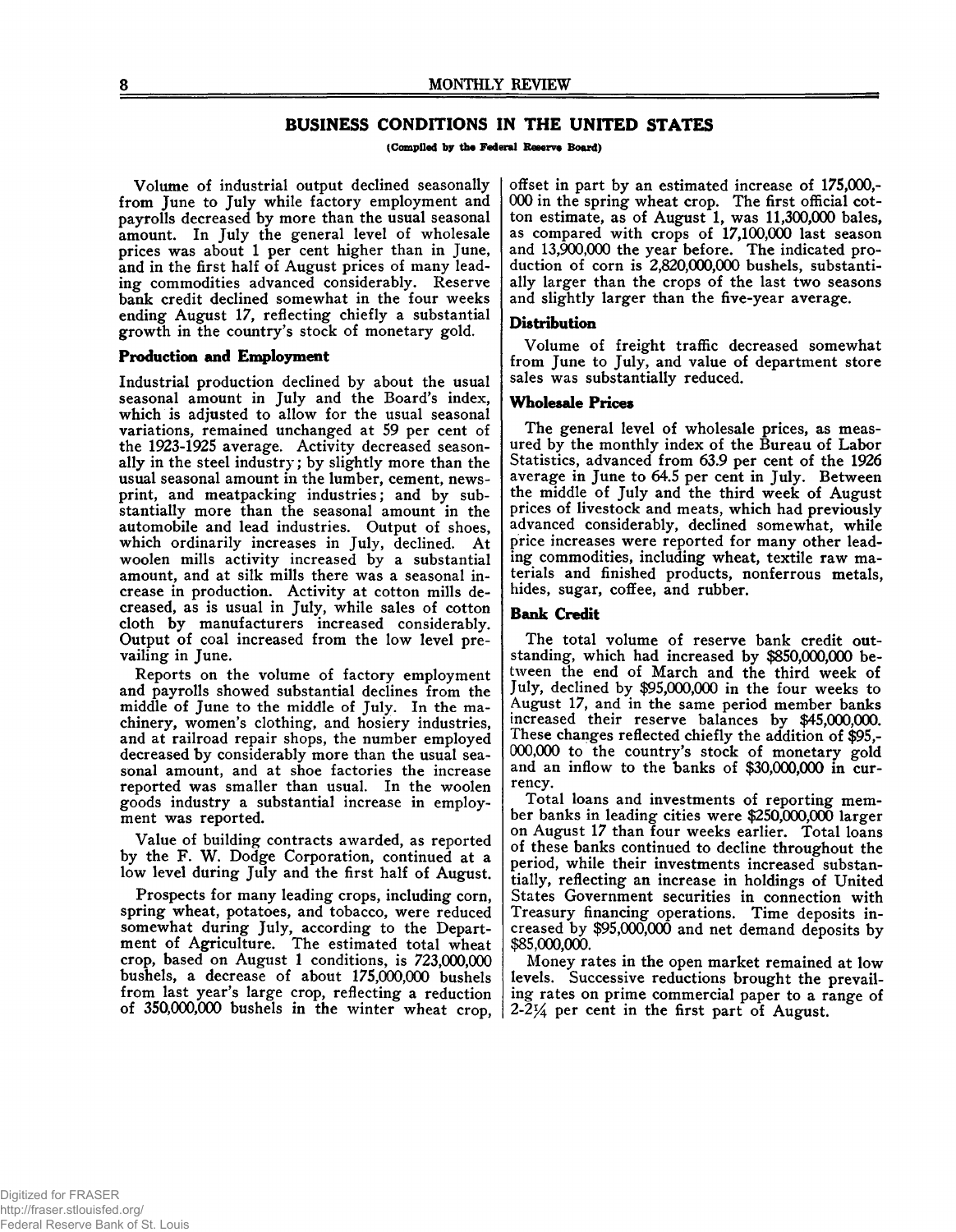## BUSINESS CONDITIONS IN THE UNITED STATES

(Compiled by the Federal Reserve Board)

Volume of industrial output declined seasonally from June to July while factory employment and payrolls decreased by more than the usual seasonal amount. In July the general level of wholesale prices was about 1 per cent higher than in June, and in the first half of August prices of many leading commodities advanced considerably. Reserve bank credit declined somewhat in the four weeks ending August 17, reflecting chiefly a substantial growth in the country's stock of monetary gold.

### Production and Employment

Industrial production declined by about the usual seasonal amount in July and the Board's index, which is adjusted to allow for the usual seasonal variations, remained unchanged at 59 per cent of the 1923-1925 average. Activity decreased seasonally in the steel industry; by slightly more than the usual seasonal amount in the lumber, cement, newsprint, and meatpacking industries; and by substantially more than the seasonal amount in the automobile and lead industries. Output of shoes, which ordinarily increases in July, declined. At woolen mills activity increased by a substantial amount, and at silk mills there was a seasonal increase in production. Activity at cotton mills decreased, as is usual in July, while sales of cotton cloth by manufacturers increased considerably. Output of coal increased from the low level prevailing in June.

Reports on the volume of factory employment and payrolls showed substantial declines from the middle of June to the middle of July. In the machinery, women's clothing, and hosiery industries, and at railroad repair shops, the number employed decreased by considerably more than the usual seasonal amount, and at shoe factories the increase reported was smaller than usual. In the woolen goods industry a substantial increase in employment was reported.

Value of building contracts awarded, as reported by the F. W. Dodge Corporation, continued at a low level during July and the first half of August.

Prospects for many leading crops, including corn, spring wheat, potatoes, and tobacco, were reduced somewhat during July, according to the Department of Agriculture. The estimated total wheat crop, based on August 1 conditions, is 723,000,000 bushels, a decrease of about 175,000,000 bushels from last year's large crop, reflecting a reduction of 350,000,000 bushels in the winter wheat crop, offset in part by an estimated increase of 175,000,000 in the spring wheat crop. The first official cotton estimate, as of August 1, was 11,300,000 bales, as compared with crops of 17,100,000 last season and 13,900,000 the year before. The indicated production of corn is 2,820,000,000 bushels, substantially larger than the crops of the last two seasons and slightly larger than the five-year average.

### Distribution

Volume of freight traffic decreased somewhat from June to July, and value of department store sales was substantially reduced.

### Wholesale Prices

The general level of wholesale prices, as measured by the monthly index of the Bureau of Labor Statistics, advanced from 63.9 per cent of the 1926 average in June to 64.5 per cent in July. Between the middle of July and the third week of August prices of livestock and meats, which had previously advanced considerably, declined somewhat, while price increases were reported for many other leading commodities, including wheat, textile raw materials and finished products, nonferrous metals, hides, sugar, coffee, and rubber.

### Bank Credit

The total volume of reserve bank credit outstanding, which had increased by $850,000,000 between the end of March and the third week of July, declined by $95,000,000 in the four weeks to August 17, and in the same period member banks increased their reserve balances by $45,000,000. These changes reflected chiefly the addition of $95,000,000 to the country's stock of monetary gold and an inflow to the banks of $30,000,000 in currency.

Total loans and investments of reporting member banks in leading cities were $250,000,000 larger on August 17 than four weeks earlier. Total loans of these banks continued to decline throughout the period, while their investments increased substantially, reflecting an increase in holdings of United States Government securities in connection with Treasury financing operations. Time deposits increased by $95,000,000 and net demand deposits by $85,000,000.

Money rates in the open market remained at low levels. Successive reductions brought the prevailing rates on prime commercial paper to a range of 2-2¼ per cent in the first part of August.